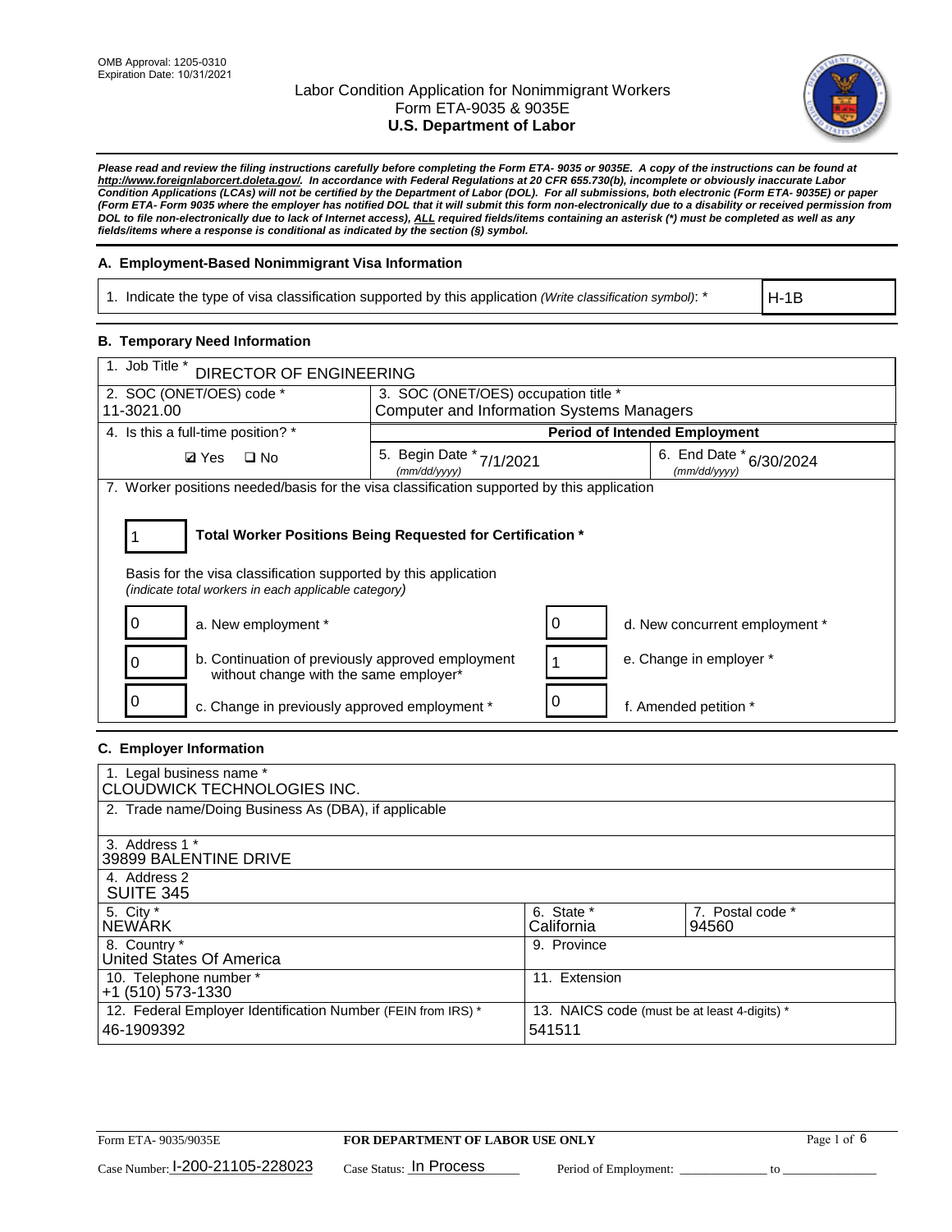OMB Approval: 1205-0310
Expiration Date: 10/31/2021

# Labor Condition Application for Nonimmigrant Workers
## Form ETA-9035 & 9035E
## U.S. Department of Labor

***Please read and review the filing instructions carefully before completing the Form ETA- 9035 or 9035E. A copy of the instructions can be found at http://www.foreignlaborcert.doleta.gov/. In accordance with Federal Regulations at 20 CFR 655.730(b), incomplete or obviously inaccurate Labor Condition Applications (LCAs) will not be certified by the Department of Labor (DOL). For all submissions, both electronic (Form ETA- 9035E) or paper (Form ETA- Form 9035 where the employer has notified DOL that it will submit this form non-electronically due to a disability or received permission from DOL to file non-electronically due to lack of Internet access), ALL required fields/items containing an asterisk (*) must be completed as well as any fields/items where a response is conditional as indicated by the section (§) symbol.***

### A. Employment-Based Nonimmigrant Visa Information

| 1. Indicate the type of visa classification supported by this application *(Write classification symbol)*: * | H-1B |
|---|---|

### B. Temporary Need Information

| 1. Job Title * DIRECTOR OF ENGINEERING | | |
|---|---|---|
| 2. SOC (ONET/OES) code * 11-3021.00 | 3. SOC (ONET/OES) occupation title * Computer and Information Systems Managers | |
| 4. Is this a full-time position? * | **Period of Intended Employment** | |
| ☑ Yes ☐ No | 5. Begin Date * 7/1/2021 *(mm/dd/yyyy)* | 6. End Date * 6/30/2024 *(mm/dd/yyyy)* |

7. Worker positions needed/basis for the visa classification supported by this application

**1** — **Total Worker Positions Being Requested for Certification ***

Basis for the visa classification supported by this application
*(indicate total workers in each applicable category)*

| | | | |
|---|---|---|---|
| 0 | a. New employment * | 0 | d. New concurrent employment * |
| 0 | b. Continuation of previously approved employment without change with the same employer* | 1 | e. Change in employer * |
| 0 | c. Change in previously approved employment * | 0 | f. Amended petition * |

### C. Employer Information

| | | |
|---|---|---|
| 1. Legal business name * CLOUDWICK TECHNOLOGIES INC. | | |
| 2. Trade name/Doing Business As (DBA), if applicable | | |
| 3. Address 1 * 39899 BALENTINE DRIVE | | |
| 4. Address 2 SUITE 345 | | |
| 5. City * NEWARK | 6. State * California | 7. Postal code * 94560 |
| 8. Country * United States Of America | 9. Province | |
| 10. Telephone number * +1 (510) 573-1330 | 11. Extension | |
| 12. Federal Employer Identification Number (FEIN from IRS) * 46-1909392 | 13. NAICS code (must be at least 4-digits) * 541511 | |

Form ETA- 9035/9035E — **FOR DEPARTMENT OF LABOR USE ONLY**

Case Number: I-200-21105-228023 Case Status: In Process Period of Employment: _____________ to _____________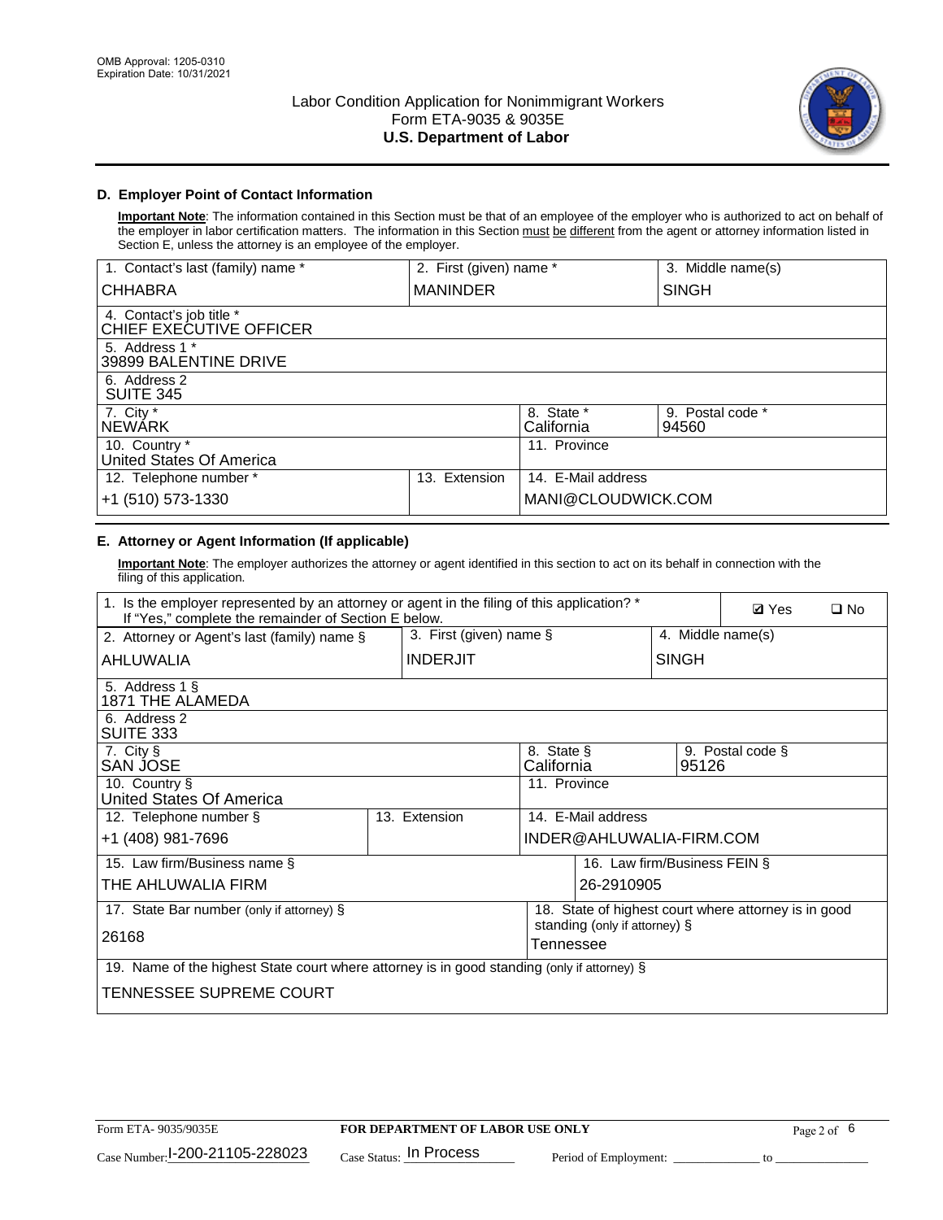OMB Approval: 1205-0310
Expiration Date: 10/31/2021

Labor Condition Application for Nonimmigrant Workers
Form ETA-9035 & 9035E
**U.S. Department of Labor**

### D. Employer Point of Contact Information

**Important Note**: The information contained in this Section must be that of an employee of the employer who is authorized to act on behalf of the employer in labor certification matters. The information in this Section must be different from the agent or attorney information listed in Section E, unless the attorney is an employee of the employer.

| 1. Contact's last (family) name * | 2. First (given) name * | 3. Middle name(s) |
|---|---|---|
| CHHABRA | MANINDER | SINGH |
| 4. Contact's job title * CHIEF EXECUTIVE OFFICER | | |
| 5. Address 1 * 39899 BALENTINE DRIVE | | |
| 6. Address 2 SUITE 345 | | |
| 7. City * NEWARK | 8. State * California | 9. Postal code * 94560 |
| 10. Country * United States Of America | 11. Province | |
| 12. Telephone number * +1 (510) 573-1330 | 13. Extension | 14. E-Mail address MANI@CLOUDWICK.COM |

### E. Attorney or Agent Information (If applicable)

**Important Note**: The employer authorizes the attorney or agent identified in this section to act on its behalf in connection with the filing of this application.

| 1. Is the employer represented by an attorney or agent in the filing of this application? * If "Yes," complete the remainder of Section E below. | | ☑ Yes ❑ No |
|---|---|---|
| 2. Attorney or Agent's last (family) name § | 3. First (given) name § | 4. Middle name(s) |
| AHLUWALIA | INDERJIT | SINGH |
| 5. Address 1 § 1871 THE ALAMEDA | | |
| 6. Address 2 SUITE 333 | | |
| 7. City § SAN JOSE | 8. State § California | 9. Postal code § 95126 |
| 10. Country § United States Of America | 11. Province | |
| 12. Telephone number § +1 (408) 981-7696 | 13. Extension | 14. E-Mail address INDER@AHLUWALIA-FIRM.COM |
| 15. Law firm/Business name § THE AHLUWALIA FIRM | | 16. Law firm/Business FEIN § 26-2910905 |
| 17. State Bar number (only if attorney) § 26168 | | 18. State of highest court where attorney is in good standing (only if attorney) § Tennessee |
| 19. Name of the highest State court where attorney is in good standing (only if attorney) § TENNESSEE SUPREME COURT | | |

Form ETA- 9035/9035E | **FOR DEPARTMENT OF LABOR USE ONLY**
Case Number: I-200-21105-228023 Case Status: In Process Period of Employment: _____________ to _____________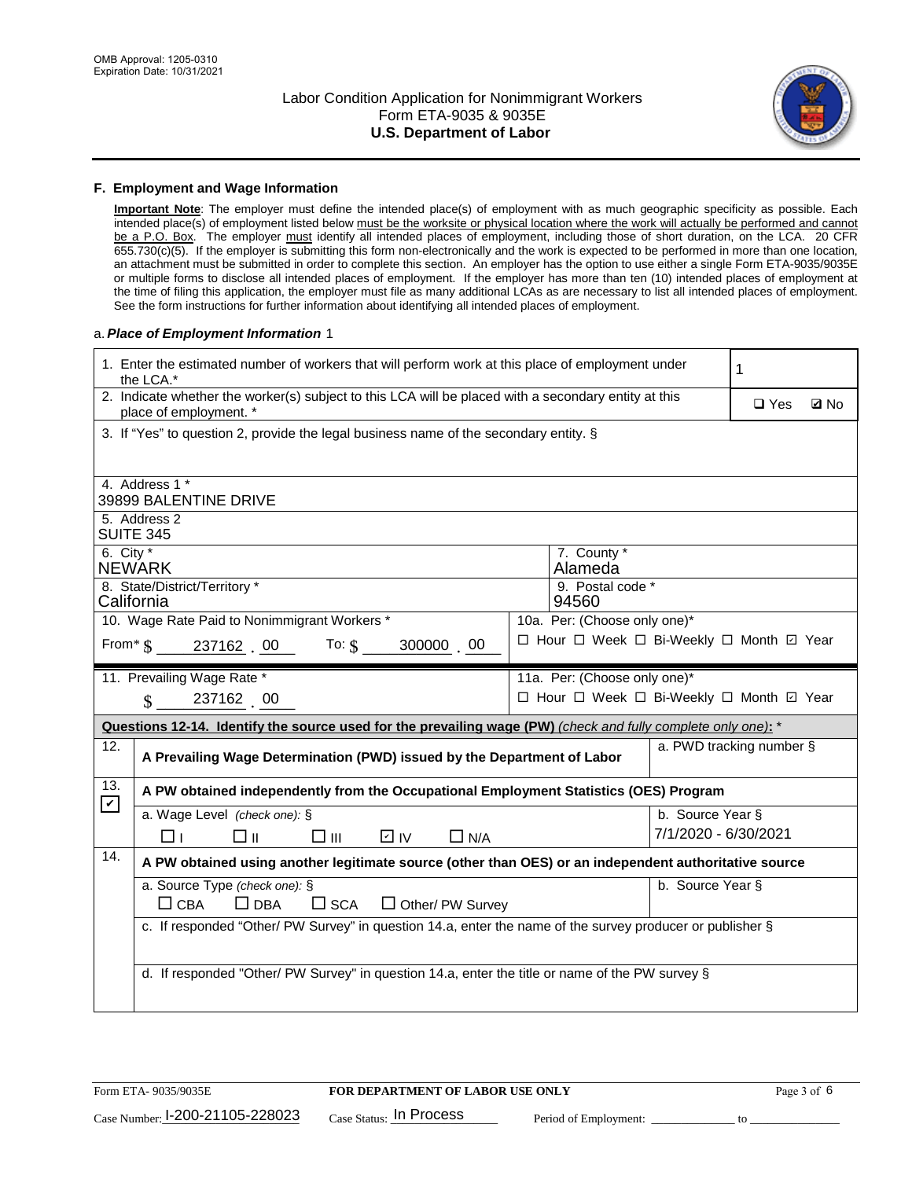## F. Employment and Wage Information

**Important Note**: The employer must define the intended place(s) of employment with as much geographic specificity as possible. Each intended place(s) of employment listed below must be the worksite or physical location where the work will actually be performed and cannot be a P.O. Box. The employer must identify all intended places of employment, including those of short duration, on the LCA. 20 CFR 655.730(c)(5). If the employer is submitting this form non-electronically and the work is expected to be performed in more than one location, an attachment must be submitted in order to complete this section. An employer has the option to use either a single Form ETA-9035/9035E or multiple forms to disclose all intended places of employment. If the employer has more than ten (10) intended places of employment at the time of filing this application, the employer must file as many additional LCAs as are necessary to list all intended places of employment. See the form instructions for further information about identifying all intended places of employment.

a. *Place of Employment Information* 1

| | |
|---|---|
| 1. Enter the estimated number of workers that will perform work at this place of employment under the LCA.* | 1 |
| 2. Indicate whether the worker(s) subject to this LCA will be placed with a secondary entity at this place of employment. * | ☐ Yes ☑ No |
| 3. If "Yes" to question 2, provide the legal business name of the secondary entity. § | |
| 4. Address 1 * 39899 BALENTINE DRIVE | |
| 5. Address 2 SUITE 345 | |
| 6. City * NEWARK | 7. County * Alameda |
| 8. State/District/Territory * California | 9. Postal code * 94560 |
| 10. Wage Rate Paid to Nonimmigrant Workers * From* $ 237162 . 00 To: $ 300000 . 00 | 10a. Per: (Choose only one)* ☐ Hour ☐ Week ☐ Bi-Weekly ☐ Month ☑ Year |
| 11. Prevailing Wage Rate * $ 237162 . 00 | 11a. Per: (Choose only one)* ☐ Hour ☐ Week ☐ Bi-Weekly ☐ Month ☑ Year |

**Questions 12-14. Identify the source used for the prevailing wage (PW)** *(check and fully complete only one)*: *

| | | |
|---|---|---|
| 12. ☐ | A Prevailing Wage Determination (PWD) issued by the Department of Labor | a. PWD tracking number § |
| 13. ☑ | A PW obtained independently from the Occupational Employment Statistics (OES) Program | |
| | a. Wage Level *(check one)*: § ☐ I ☐ II ☐ III ☑ IV ☐ N/A | b. Source Year § 7/1/2020 - 6/30/2021 |
| 14. ☐ | A PW obtained using another legitimate source (other than OES) or an independent authoritative source | |
| | a. Source Type *(check one)*: § ☐ CBA ☐ DBA ☐ SCA ☐ Other/ PW Survey | b. Source Year § |
| | c. If responded "Other/ PW Survey" in question 14.a, enter the name of the survey producer or publisher § | |
| | d. If responded "Other/ PW Survey" in question 14.a, enter the title or name of the PW survey § | |

Form ETA- 9035/9035E **FOR DEPARTMENT OF LABOR USE ONLY**

Case Number: I-200-21105-228023 Case Status: In Process Period of Employment: _____________ to _______________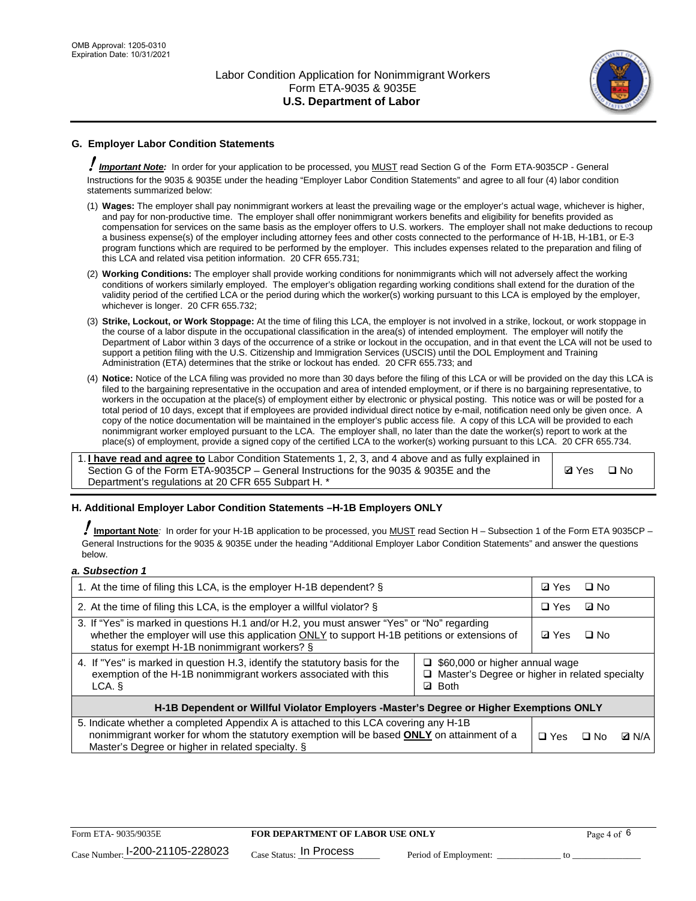## G. Employer Labor Condition Statements

**! Important Note:** In order for your application to be processed, you MUST read Section G of the Form ETA-9035CP - General Instructions for the 9035 & 9035E under the heading "Employer Labor Condition Statements" and agree to all four (4) labor condition statements summarized below:

(1) **Wages:** The employer shall pay nonimmigrant workers at least the prevailing wage or the employer's actual wage, whichever is higher, and pay for non-productive time. The employer shall offer nonimmigrant workers benefits and eligibility for benefits provided as compensation for services on the same basis as the employer offers to U.S. workers. The employer shall not make deductions to recoup a business expense(s) of the employer including attorney fees and other costs connected to the performance of H-1B, H-1B1, or E-3 program functions which are required to be performed by the employer. This includes expenses related to the preparation and filing of this LCA and related visa petition information. 20 CFR 655.731;

(2) **Working Conditions:** The employer shall provide working conditions for nonimmigrants which will not adversely affect the working conditions of workers similarly employed. The employer's obligation regarding working conditions shall extend for the duration of the validity period of the certified LCA or the period during which the worker(s) working pursuant to this LCA is employed by the employer, whichever is longer. 20 CFR 655.732;

(3) **Strike, Lockout, or Work Stoppage:** At the time of filing this LCA, the employer is not involved in a strike, lockout, or work stoppage in the course of a labor dispute in the occupational classification in the area(s) of intended employment. The employer will notify the Department of Labor within 3 days of the occurrence of a strike or lockout in the occupation, and in that event the LCA will not be used to support a petition filing with the U.S. Citizenship and Immigration Services (USCIS) until the DOL Employment and Training Administration (ETA) determines that the strike or lockout has ended. 20 CFR 655.733; and

(4) **Notice:** Notice of the LCA filing was provided no more than 30 days before the filing of this LCA or will be provided on the day this LCA is filed to the bargaining representative in the occupation and area of intended employment, or if there is no bargaining representative, to workers in the occupation at the place(s) of employment either by electronic or physical posting. This notice was or will be posted for a total period of 10 days, except that if employees are provided individual direct notice by e-mail, notification need only be given once. A copy of the notice documentation will be maintained in the employer's public access file. A copy of this LCA will be provided to each nonimmigrant worker employed pursuant to the LCA. The employer shall, no later than the date the worker(s) report to work at the place(s) of employment, provide a signed copy of the certified LCA to the worker(s) working pursuant to this LCA. 20 CFR 655.734.

| | |
|---|---|
| 1. **I have read and agree to** Labor Condition Statements 1, 2, 3, and 4 above and as fully explained in Section G of the Form ETA-9035CP – General Instructions for the 9035 & 9035E and the Department's regulations at 20 CFR 655 Subpart H. * | ☑ Yes ☐ No |

## H. Additional Employer Labor Condition Statements –H-1B Employers ONLY

**! Important Note**: In order for your H-1B application to be processed, you MUST read Section H – Subsection 1 of the Form ETA 9035CP – General Instructions for the 9035 & 9035E under the heading "Additional Employer Labor Condition Statements" and answer the questions below.

***a. Subsection 1***

| | | |
|---|---|---|
| 1. At the time of filing this LCA, is the employer H-1B dependent? § | | ☑ Yes ☐ No |
| 2. At the time of filing this LCA, is the employer a willful violator? § | | ☐ Yes ☑ No |
| 3. If "Yes" is marked in questions H.1 and/or H.2, you must answer "Yes" or "No" regarding whether the employer will use this application ONLY to support H-1B petitions or extensions of status for exempt H-1B nonimmigrant workers? § | | ☑ Yes ☐ No |
| 4. If "Yes" is marked in question H.3, identify the statutory basis for the exemption of the H-1B nonimmigrant workers associated with this LCA. § | ☐ $60,000 or higher annual wage<br>☐ Master's Degree or higher in related specialty<br>☑ Both | |
| **H-1B Dependent or Willful Violator Employers -Master's Degree or Higher Exemptions ONLY** | | |
| 5. Indicate whether a completed Appendix A is attached to this LCA covering any H-1B nonimmigrant worker for whom the statutory exemption will be based **ONLY** on attainment of a Master's Degree or higher in related specialty. § | | ☐ Yes ☐ No ☑ N/A |

Form ETA- 9035/9035E **FOR DEPARTMENT OF LABOR USE ONLY**

Case Number: I-200-21105-228023 Case Status: In Process Period of Employment: _____________ to _____________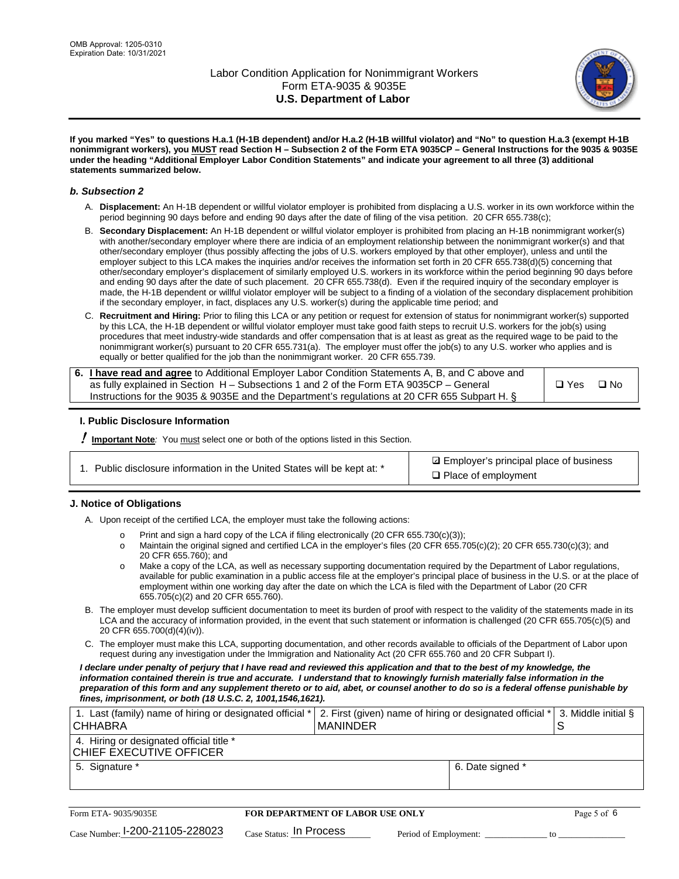**If you marked "Yes" to questions H.a.1 (H-1B dependent) and/or H.a.2 (H-1B willful violator) and "No" to question H.a.3 (exempt H-1B nonimmigrant workers), you MUST read Section H – Subsection 2 of the Form ETA 9035CP – General Instructions for the 9035 & 9035E under the heading "Additional Employer Labor Condition Statements" and indicate your agreement to all three (3) additional statements summarized below.**

### *b. Subsection 2*

A. **Displacement:** An H-1B dependent or willful violator employer is prohibited from displacing a U.S. worker in its own workforce within the period beginning 90 days before and ending 90 days after the date of filing of the visa petition. 20 CFR 655.738(c);

B. **Secondary Displacement:** An H-1B dependent or willful violator employer is prohibited from placing an H-1B nonimmigrant worker(s) with another/secondary employer where there are indicia of an employment relationship between the nonimmigrant worker(s) and that other/secondary employer (thus possibly affecting the jobs of U.S. workers employed by that other employer), unless and until the employer subject to this LCA makes the inquiries and/or receives the information set forth in 20 CFR 655.738(d)(5) concerning that other/secondary employer's displacement of similarly employed U.S. workers in its workforce within the period beginning 90 days before and ending 90 days after the date of such placement. 20 CFR 655.738(d). Even if the required inquiry of the secondary employer is made, the H-1B dependent or willful violator employer will be subject to a finding of a violation of the secondary displacement prohibition if the secondary employer, in fact, displaces any U.S. worker(s) during the applicable time period; and

C. **Recruitment and Hiring:** Prior to filing this LCA or any petition or request for extension of status for nonimmigrant worker(s) supported by this LCA, the H-1B dependent or willful violator employer must take good faith steps to recruit U.S. workers for the job(s) using procedures that meet industry-wide standards and offer compensation that is at least as great as the required wage to be paid to the nonimmigrant worker(s) pursuant to 20 CFR 655.731(a). The employer must offer the job(s) to any U.S. worker who applies and is equally or better qualified for the job than the nonimmigrant worker. 20 CFR 655.739.

| | |
|---|---|
| **6. I have read and agree** to Additional Employer Labor Condition Statements A, B, and C above and as fully explained in Section H – Subsections 1 and 2 of the Form ETA 9035CP – General Instructions for the 9035 & 9035E and the Department's regulations at 20 CFR 655 Subpart H. § | ❑ Yes ❑ No |

## I. Public Disclosure Information

**! Important Note:** You must select one or both of the options listed in this Section.

| | |
|---|---|
| 1. Public disclosure information in the United States will be kept at: * | ☑ Employer's principal place of business<br>❑ Place of employment |

## J. Notice of Obligations

A. Upon receipt of the certified LCA, the employer must take the following actions:

- Print and sign a hard copy of the LCA if filing electronically (20 CFR 655.730(c)(3));
- Maintain the original signed and certified LCA in the employer's files (20 CFR 655.705(c)(2); 20 CFR 655.730(c)(3); and 20 CFR 655.760); and
- Make a copy of the LCA, as well as necessary supporting documentation required by the Department of Labor regulations, available for public examination in a public access file at the employer's principal place of business in the U.S. or at the place of employment within one working day after the date on which the LCA is filed with the Department of Labor (20 CFR 655.705(c)(2) and 20 CFR 655.760).

B. The employer must develop sufficient documentation to meet its burden of proof with respect to the validity of the statements made in its LCA and the accuracy of information provided, in the event that such statement or information is challenged (20 CFR 655.705(c)(5) and 20 CFR 655.700(d)(4)(iv)).

C. The employer must make this LCA, supporting documentation, and other records available to officials of the Department of Labor upon request during any investigation under the Immigration and Nationality Act (20 CFR 655.760 and 20 CFR Subpart I).

***I declare under penalty of perjury that I have read and reviewed this application and that to the best of my knowledge, the information contained therein is true and accurate. I understand that to knowingly furnish materially false information in the preparation of this form and any supplement thereto or to aid, abet, or counsel another to do so is a federal offense punishable by fines, imprisonment, or both (18 U.S.C. 2, 1001,1546,1621).***

| 1. Last (family) name of hiring or designated official * | 2. First (given) name of hiring or designated official * | 3. Middle initial § |
|---|---|---|
| CHHABRA | MANINDER | S |
| 4. Hiring or designated official title * | | |
| CHIEF EXECUTIVE OFFICER | | |
| 5. Signature * | 6. Date signed * | |
| | | |

Form ETA- 9035/9035E | **FOR DEPARTMENT OF LABOR USE ONLY**

Case Number: I-200-21105-228023  Case Status: In Process  Period of Employment: ______________ to ______________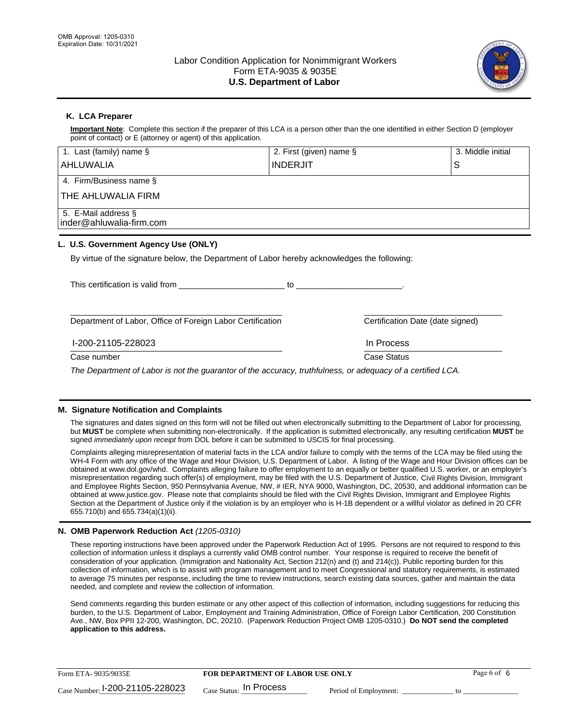OMB Approval: 1205-0310
Expiration Date: 10/31/2021

# Labor Condition Application for Nonimmigrant Workers
# Form ETA-9035 & 9035E
# U.S. Department of Labor

## K. LCA Preparer

**Important Note**: Complete this section if the preparer of this LCA is a person other than the one identified in either Section D (employer point of contact) or E (attorney or agent) of this application.

| 1. Last (family) name § | 2. First (given) name § | 3. Middle initial |
|---|---|---|
| AHLUWALIA | INDERJIT | S |
| 4. Firm/Business name § | | |
| THE AHLUWALIA FIRM | | |
| 5. E-Mail address § | | |
| inder@ahluwalia-firm.com | | |

## L. U.S. Government Agency Use (ONLY)

By virtue of the signature below, the Department of Labor hereby acknowledges the following:

This certification is valid from ______________________ to ______________________.

Department of Labor, Office of Foreign Labor Certification

Certification Date (date signed)

I-200-21105-228023

Case number

In Process

Case Status

*The Department of Labor is not the guarantor of the accuracy, truthfulness, or adequacy of a certified LCA.*

## M. Signature Notification and Complaints

The signatures and dates signed on this form will not be filled out when electronically submitting to the Department of Labor for processing, but **MUST** be complete when submitting non-electronically. If the application is submitted electronically, any resulting certification **MUST** be signed *immediately upon receipt* from DOL before it can be submitted to USCIS for final processing.

Complaints alleging misrepresentation of material facts in the LCA and/or failure to comply with the terms of the LCA may be filed using the WH-4 Form with any office of the Wage and Hour Division, U.S. Department of Labor. A listing of the Wage and Hour Division offices can be obtained at www.dol.gov/whd. Complaints alleging failure to offer employment to an equally or better qualified U.S. worker, or an employer's misrepresentation regarding such offer(s) of employment, may be filed with the U.S. Department of Justice, Civil Rights Division, Immigrant and Employee Rights Section, 950 Pennsylvania Avenue, NW, # IER, NYA 9000, Washington, DC, 20530, and additional information can be obtained at www.justice.gov. Please note that complaints should be filed with the Civil Rights Division, Immigrant and Employee Rights Section at the Department of Justice only if the violation is by an employer who is H-1B dependent or a willful violator as defined in 20 CFR 655.710(b) and 655.734(a)(1)(ii).

## N. OMB Paperwork Reduction Act *(1205-0310)*

These reporting instructions have been approved under the Paperwork Reduction Act of 1995. Persons are not required to respond to this collection of information unless it displays a currently valid OMB control number. Your response is required to receive the benefit of consideration of your application. (Immigration and Nationality Act, Section 212(n) and (t) and 214(c)). Public reporting burden for this collection of information, which is to assist with program management and to meet Congressional and statutory requirements, is estimated to average 75 minutes per response, including the time to review instructions, search existing data sources, gather and maintain the data needed, and complete and review the collection of information.

Send comments regarding this burden estimate or any other aspect of this collection of information, including suggestions for reducing this burden, to the U.S. Department of Labor, Employment and Training Administration, Office of Foreign Labor Certification, 200 Constitution Ave., NW, Box PPII 12-200, Washington, DC, 20210. (Paperwork Reduction Project OMB 1205-0310.) **Do NOT send the completed application to this address.**